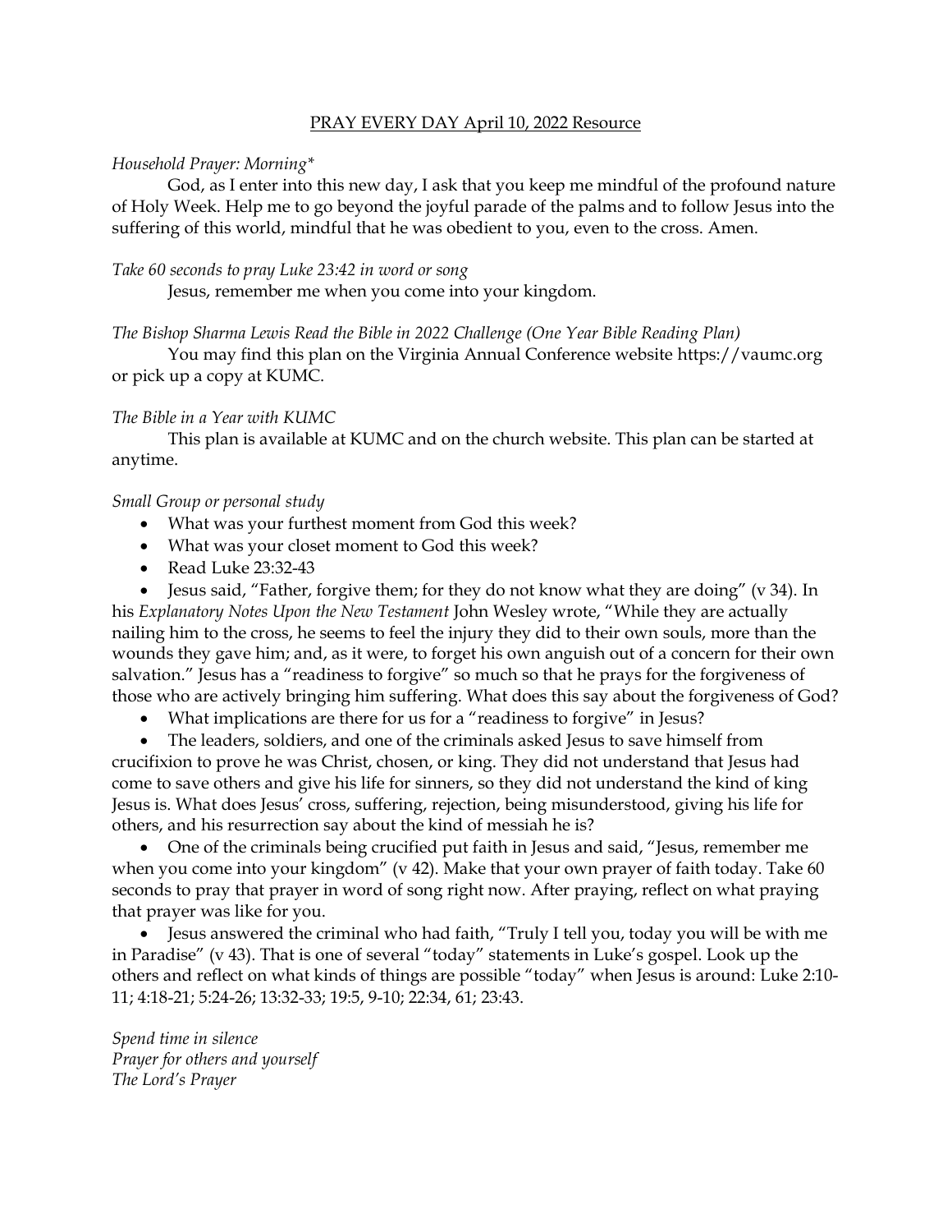# PRAY EVERY DAY April 10, 2022 Resource

*Household Prayer: Morning**

God, as I enter into this new day, I ask that you keep me mindful of the profound nature of Holy Week. Help me to go beyond the joyful parade of the palms and to follow Jesus into the suffering of this world, mindful that he was obedient to you, even to the cross. Amen.

*Take 60 seconds to pray Luke 23:42 in word or song*

Jesus, remember me when you come into your kingdom.

*The Bishop Sharma Lewis Read the Bible in 2022 Challenge (One Year Bible Reading Plan)*

You may find this plan on the Virginia Annual Conference website https://vaumc.org or pick up a copy at KUMC.

*The Bible in a Year with KUMC*

This plan is available at KUMC and on the church website. This plan can be started at anytime.

*Small Group or personal study*

- What was your furthest moment from God this week?
- What was your closet moment to God this week?
- Read Luke 23:32-43
- Jesus said, "Father, forgive them; for they do not know what they are doing" (v 34). In his *Explanatory Notes Upon the New Testament* John Wesley wrote, "While they are actually nailing him to the cross, he seems to feel the injury they did to their own souls, more than the wounds they gave him; and, as it were, to forget his own anguish out of a concern for their own salvation." Jesus has a "readiness to forgive" so much so that he prays for the forgiveness of those who are actively bringing him suffering. What does this say about the forgiveness of God?
- What implications are there for us for a "readiness to forgive" in Jesus?
- The leaders, soldiers, and one of the criminals asked Jesus to save himself from crucifixion to prove he was Christ, chosen, or king. They did not understand that Jesus had come to save others and give his life for sinners, so they did not understand the kind of king Jesus is. What does Jesus' cross, suffering, rejection, being misunderstood, giving his life for others, and his resurrection say about the kind of messiah he is?
- One of the criminals being crucified put faith in Jesus and said, "Jesus, remember me when you come into your kingdom" (v 42). Make that your own prayer of faith today. Take 60 seconds to pray that prayer in word of song right now. After praying, reflect on what praying that prayer was like for you.
- Jesus answered the criminal who had faith, "Truly I tell you, today you will be with me in Paradise" (v 43). That is one of several "today" statements in Luke's gospel. Look up the others and reflect on what kinds of things are possible "today" when Jesus is around: Luke 2:10-11; 4:18-21; 5:24-26; 13:32-33; 19:5, 9-10; 22:34, 61; 23:43.

*Spend time in silence*
*Prayer for others and yourself*
*The Lord's Prayer*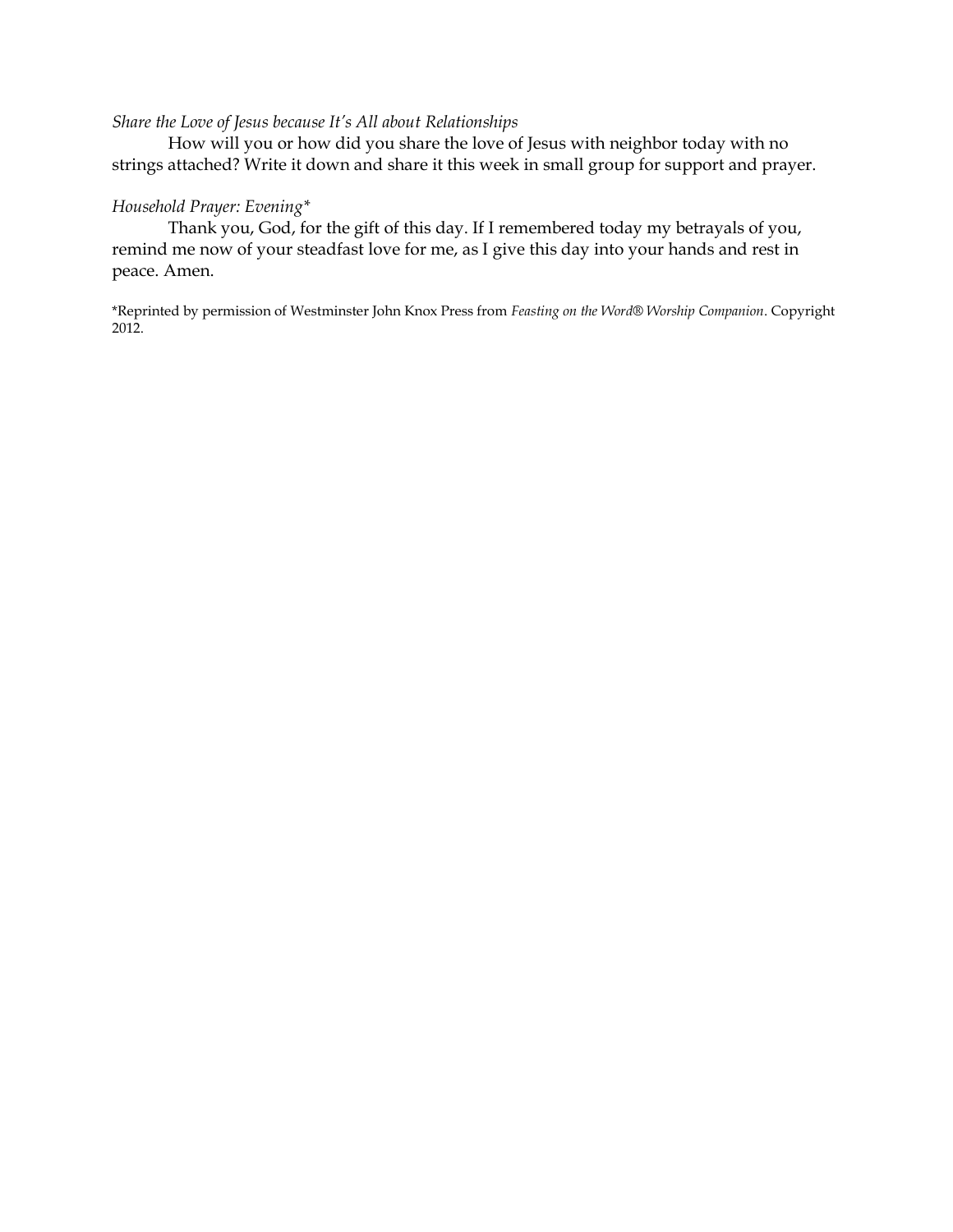*Share the Love of Jesus because It's All about Relationships*

How will you or how did you share the love of Jesus with neighbor today with no strings attached? Write it down and share it this week in small group for support and prayer.

*Household Prayer: Evening**

Thank you, God, for the gift of this day. If I remembered today my betrayals of you, remind me now of your steadfast love for me, as I give this day into your hands and rest in peace. Amen.

*Reprinted by permission of Westminster John Knox Press from *Feasting on the Word® Worship Companion*. Copyright 2012.